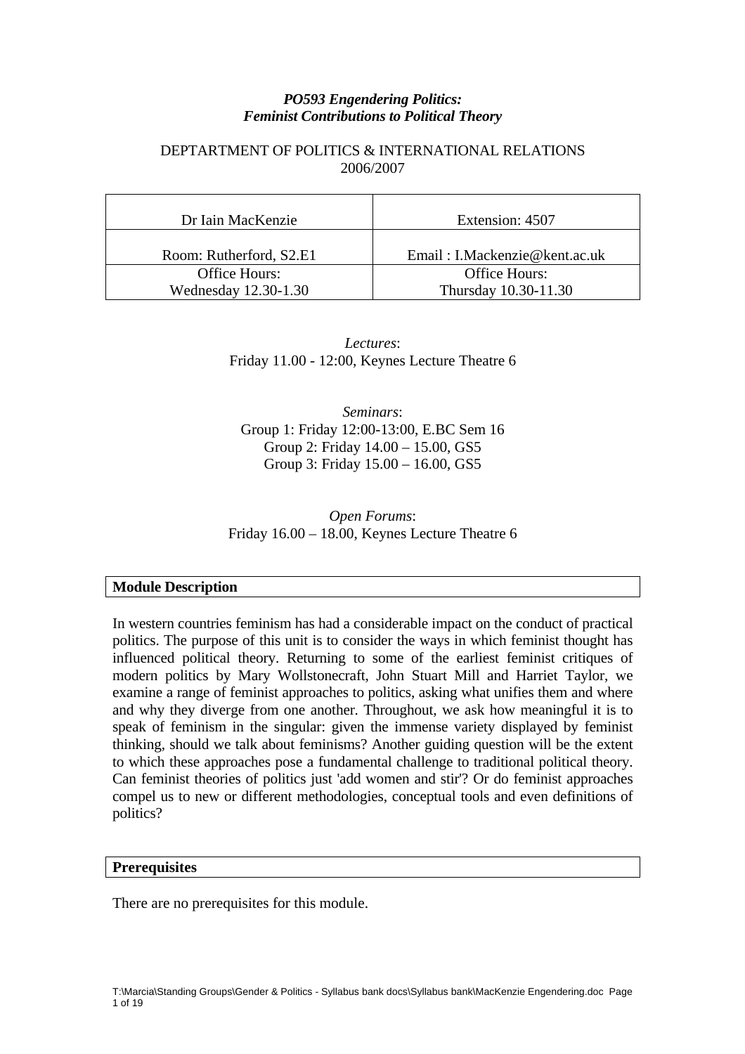***PO593 Engendering Politics: Feminist Contributions to Political Theory***

DEPTARTMENT OF POLITICS & INTERNATIONAL RELATIONS
2006/2007

| Dr Iain MacKenzie | Extension: 4507 |
|---|---|
| Room: Rutherford, S2.E1 | Email : I.Mackenzie@kent.ac.uk |
| Office Hours: Wednesday 12.30-1.30 | Office Hours: Thursday 10.30-11.30 |

*Lectures*:
Friday 11.00 - 12:00, Keynes Lecture Theatre 6

*Seminars*:
Group 1: Friday 12:00-13:00, E.BC Sem 16
Group 2: Friday 14.00 – 15.00, GS5
Group 3: Friday 15.00 – 16.00, GS5

*Open Forums*:
Friday 16.00 – 18.00, Keynes Lecture Theatre 6

## Module Description

In western countries feminism has had a considerable impact on the conduct of practical politics. The purpose of this unit is to consider the ways in which feminist thought has influenced political theory. Returning to some of the earliest feminist critiques of modern politics by Mary Wollstonecraft, John Stuart Mill and Harriet Taylor, we examine a range of feminist approaches to politics, asking what unifies them and where and why they diverge from one another. Throughout, we ask how meaningful it is to speak of feminism in the singular: given the immense variety displayed by feminist thinking, should we talk about feminisms? Another guiding question will be the extent to which these approaches pose a fundamental challenge to traditional political theory. Can feminist theories of politics just 'add women and stir'? Or do feminist approaches compel us to new or different methodologies, conceptual tools and even definitions of politics?

## Prerequisites

There are no prerequisites for this module.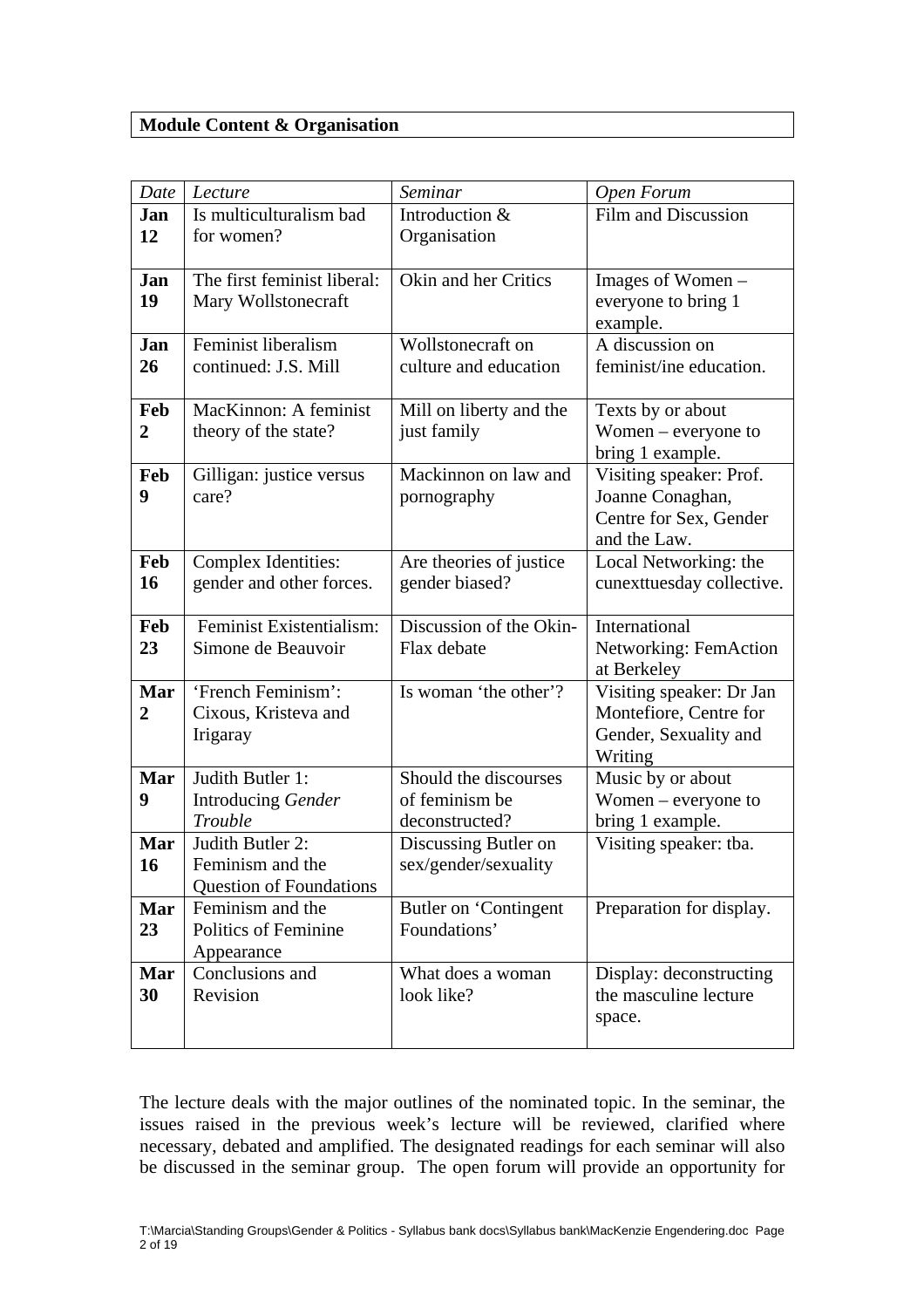**Module Content & Organisation**

| *Date* | *Lecture* | *Seminar* | *Open Forum* |
|---|---|---|---|
| **Jan 12** | Is multiculturalism bad for women? | Introduction & Organisation | Film and Discussion |
| **Jan 19** | The first feminist liberal: Mary Wollstonecraft | Okin and her Critics | Images of Women – everyone to bring 1 example. |
| **Jan 26** | Feminist liberalism continued: J.S. Mill | Wollstonecraft on culture and education | A discussion on feminist/ine education. |
| **Feb 2** | MacKinnon: A feminist theory of the state? | Mill on liberty and the just family | Texts by or about Women – everyone to bring 1 example. |
| **Feb 9** | Gilligan: justice versus care? | Mackinnon on law and pornography | Visiting speaker: Prof. Joanne Conaghan, Centre for Sex, Gender and the Law. |
| **Feb 16** | Complex Identities: gender and other forces. | Are theories of justice gender biased? | Local Networking: the cunexttuesday collective. |
| **Feb 23** | Feminist Existentialism: Simone de Beauvoir | Discussion of the Okin-Flax debate | International Networking: FemAction at Berkeley |
| **Mar 2** | 'French Feminism': Cixous, Kristeva and Irigaray | Is woman 'the other'? | Visiting speaker: Dr Jan Montefiore, Centre for Gender, Sexuality and Writing |
| **Mar 9** | Judith Butler 1: Introducing *Gender Trouble* | Should the discourses of feminism be deconstructed? | Music by or about Women – everyone to bring 1 example. |
| **Mar 16** | Judith Butler 2: Feminism and the Question of Foundations | Discussing Butler on sex/gender/sexuality | Visiting speaker: tba. |
| **Mar 23** | Feminism and the Politics of Feminine Appearance | Butler on 'Contingent Foundations' | Preparation for display. |
| **Mar 30** | Conclusions and Revision | What does a woman look like? | Display: deconstructing the masculine lecture space. |

The lecture deals with the major outlines of the nominated topic. In the seminar, the issues raised in the previous week's lecture will be reviewed, clarified where necessary, debated and amplified. The designated readings for each seminar will also be discussed in the seminar group. The open forum will provide an opportunity for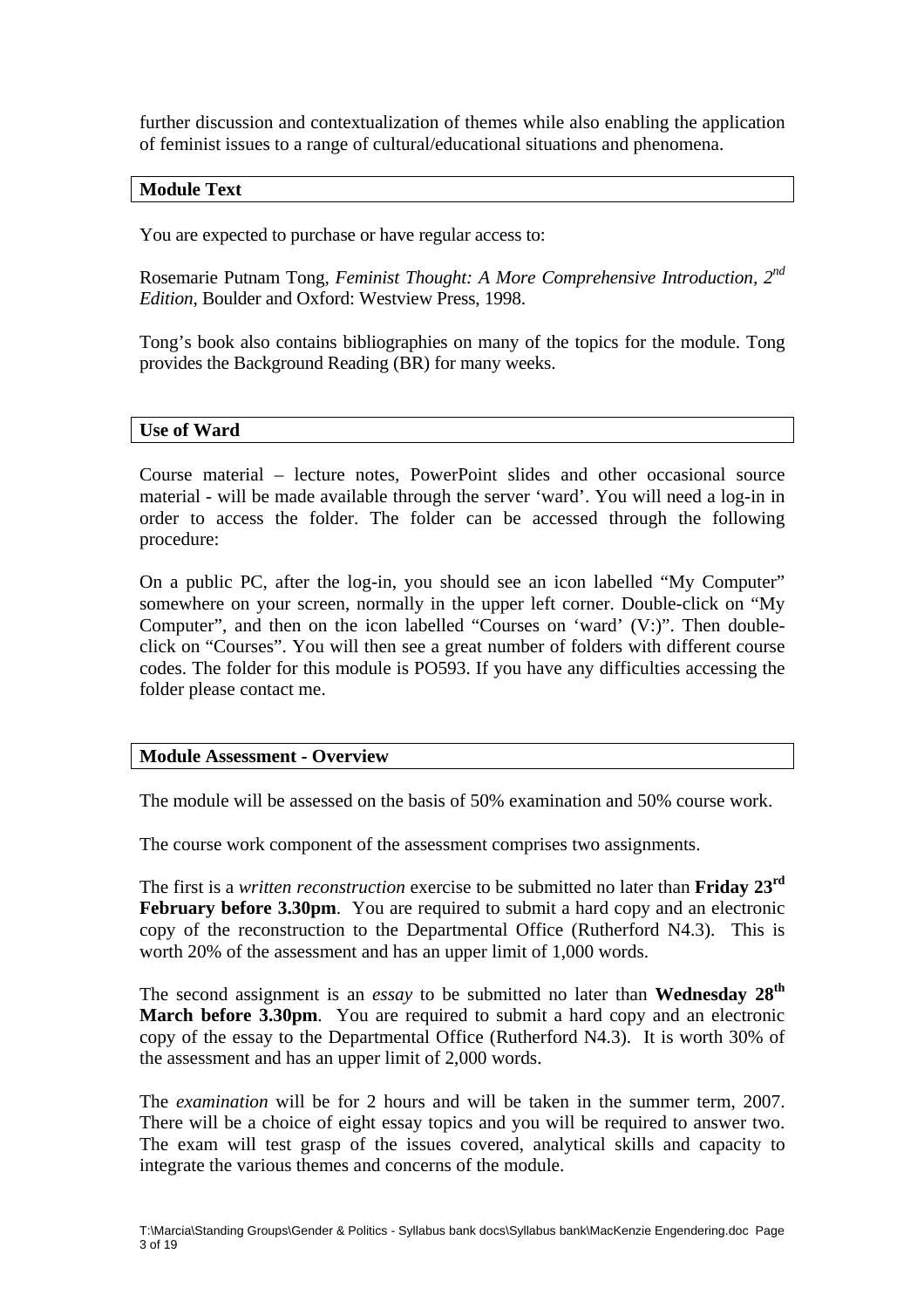further discussion and contextualization of themes while also enabling the application of feminist issues to a range of cultural/educational situations and phenomena.

## Module Text

You are expected to purchase or have regular access to:

Rosemarie Putnam Tong, *Feminist Thought: A More Comprehensive Introduction, 2nd Edition*, Boulder and Oxford: Westview Press, 1998.

Tong's book also contains bibliographies on many of the topics for the module. Tong provides the Background Reading (BR) for many weeks.

## Use of Ward

Course material – lecture notes, PowerPoint slides and other occasional source material - will be made available through the server 'ward'. You will need a log-in in order to access the folder. The folder can be accessed through the following procedure:

On a public PC, after the log-in, you should see an icon labelled "My Computer" somewhere on your screen, normally in the upper left corner. Double-click on "My Computer", and then on the icon labelled "Courses on 'ward' (V:)". Then double-click on "Courses". You will then see a great number of folders with different course codes. The folder for this module is PO593. If you have any difficulties accessing the folder please contact me.

## Module Assessment - Overview

The module will be assessed on the basis of 50% examination and 50% course work.

The course work component of the assessment comprises two assignments.

The first is a *written reconstruction* exercise to be submitted no later than **Friday 23rd February before 3.30pm**. You are required to submit a hard copy and an electronic copy of the reconstruction to the Departmental Office (Rutherford N4.3). This is worth 20% of the assessment and has an upper limit of 1,000 words.

The second assignment is an *essay* to be submitted no later than **Wednesday 28th March before 3.30pm**. You are required to submit a hard copy and an electronic copy of the essay to the Departmental Office (Rutherford N4.3). It is worth 30% of the assessment and has an upper limit of 2,000 words.

The *examination* will be for 2 hours and will be taken in the summer term, 2007. There will be a choice of eight essay topics and you will be required to answer two. The exam will test grasp of the issues covered, analytical skills and capacity to integrate the various themes and concerns of the module.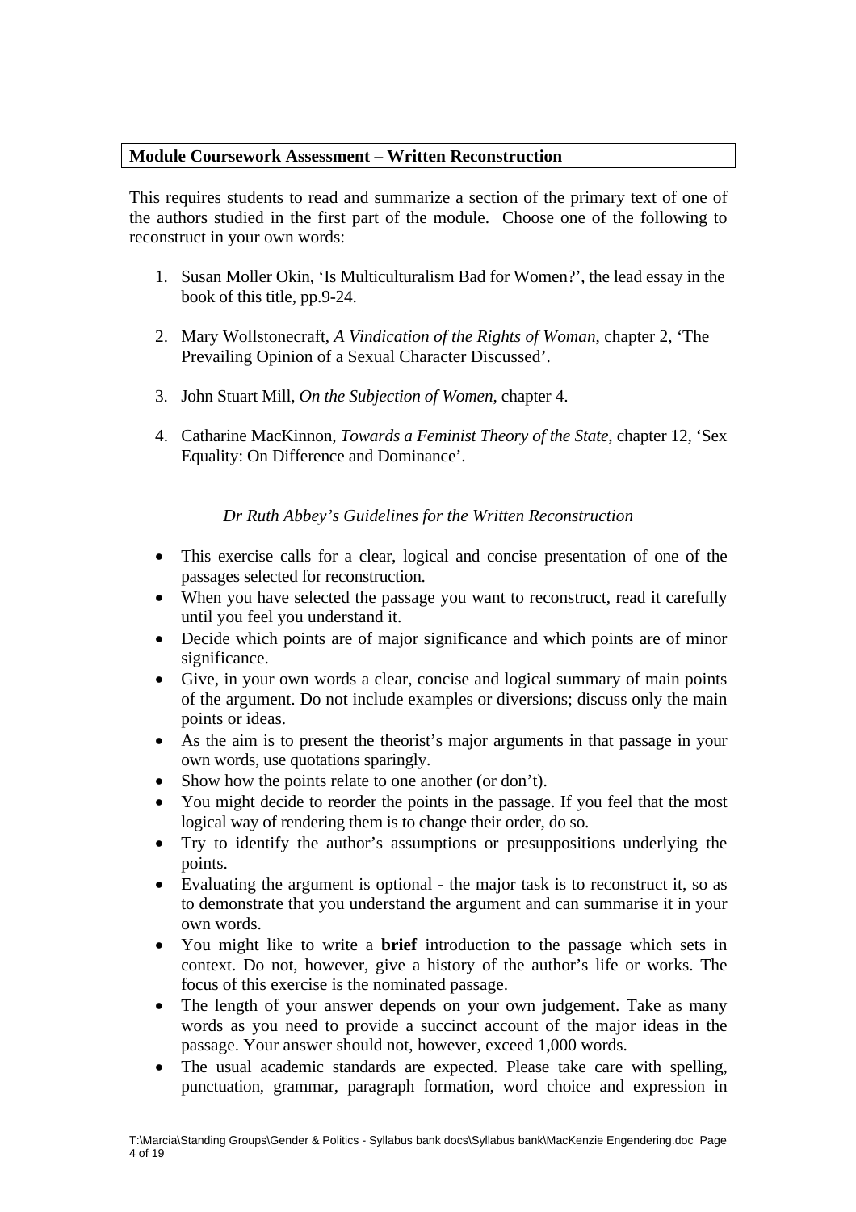## Module Coursework Assessment – Written Reconstruction

This requires students to read and summarize a section of the primary text of one of the authors studied in the first part of the module. Choose one of the following to reconstruct in your own words:

1. Susan Moller Okin, 'Is Multiculturalism Bad for Women?', the lead essay in the book of this title, pp.9-24.

2. Mary Wollstonecraft, *A Vindication of the Rights of Woman*, chapter 2, 'The Prevailing Opinion of a Sexual Character Discussed'.

3. John Stuart Mill, *On the Subjection of Women*, chapter 4.

4. Catharine MacKinnon, *Towards a Feminist Theory of the State*, chapter 12, 'Sex Equality: On Difference and Dominance'.

*Dr Ruth Abbey's Guidelines for the Written Reconstruction*

- This exercise calls for a clear, logical and concise presentation of one of the passages selected for reconstruction.
- When you have selected the passage you want to reconstruct, read it carefully until you feel you understand it.
- Decide which points are of major significance and which points are of minor significance.
- Give, in your own words a clear, concise and logical summary of main points of the argument. Do not include examples or diversions; discuss only the main points or ideas.
- As the aim is to present the theorist's major arguments in that passage in your own words, use quotations sparingly.
- Show how the points relate to one another (or don't).
- You might decide to reorder the points in the passage. If you feel that the most logical way of rendering them is to change their order, do so.
- Try to identify the author's assumptions or presuppositions underlying the points.
- Evaluating the argument is optional - the major task is to reconstruct it, so as to demonstrate that you understand the argument and can summarise it in your own words.
- You might like to write a **brief** introduction to the passage which sets in context. Do not, however, give a history of the author's life or works. The focus of this exercise is the nominated passage.
- The length of your answer depends on your own judgement. Take as many words as you need to provide a succinct account of the major ideas in the passage. Your answer should not, however, exceed 1,000 words.
- The usual academic standards are expected. Please take care with spelling, punctuation, grammar, paragraph formation, word choice and expression in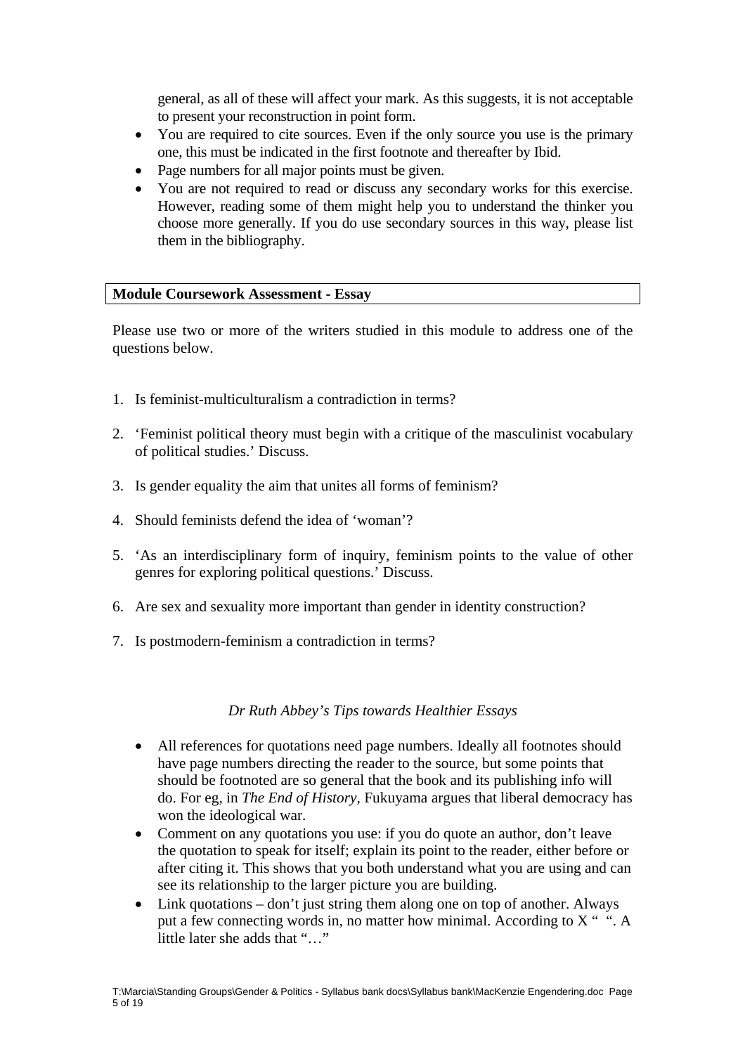general, as all of these will affect your mark. As this suggests, it is not acceptable to present your reconstruction in point form.

- You are required to cite sources. Even if the only source you use is the primary one, this must be indicated in the first footnote and thereafter by Ibid.
- Page numbers for all major points must be given.
- You are not required to read or discuss any secondary works for this exercise. However, reading some of them might help you to understand the thinker you choose more generally. If you do use secondary sources in this way, please list them in the bibliography.

## Module Coursework Assessment - Essay

Please use two or more of the writers studied in this module to address one of the questions below.

1. Is feminist-multiculturalism a contradiction in terms?
2. 'Feminist political theory must begin with a critique of the masculinist vocabulary of political studies.' Discuss.
3. Is gender equality the aim that unites all forms of feminism?
4. Should feminists defend the idea of 'woman'?
5. 'As an interdisciplinary form of inquiry, feminism points to the value of other genres for exploring political questions.' Discuss.
6. Are sex and sexuality more important than gender in identity construction?
7. Is postmodern-feminism a contradiction in terms?

*Dr Ruth Abbey's Tips towards Healthier Essays*

- All references for quotations need page numbers. Ideally all footnotes should have page numbers directing the reader to the source, but some points that should be footnoted are so general that the book and its publishing info will do. For eg, in *The End of History,* Fukuyama argues that liberal democracy has won the ideological war.
- Comment on any quotations you use: if you do quote an author, don't leave the quotation to speak for itself; explain its point to the reader, either before or after citing it. This shows that you both understand what you are using and can see its relationship to the larger picture you are building.
- Link quotations – don't just string them along one on top of another. Always put a few connecting words in, no matter how minimal. According to X " ". A little later she adds that "…"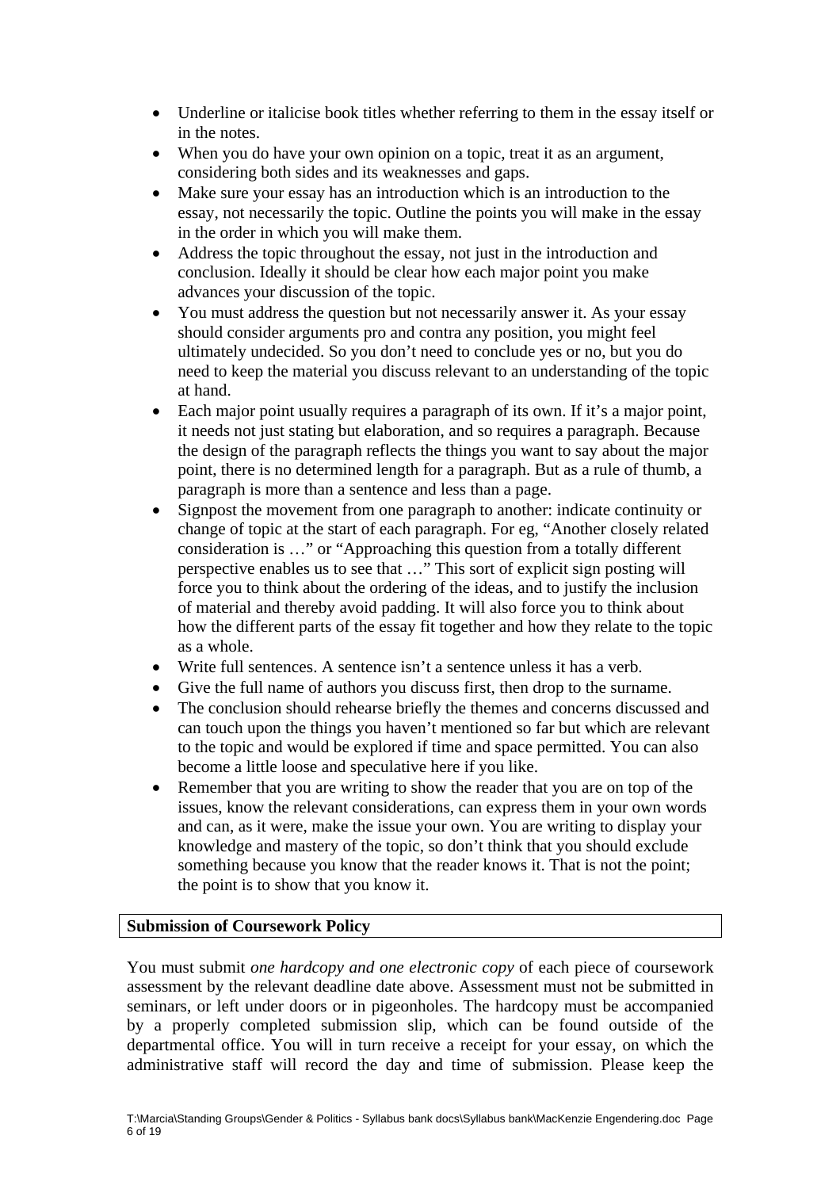- Underline or italicise book titles whether referring to them in the essay itself or in the notes.
- When you do have your own opinion on a topic, treat it as an argument, considering both sides and its weaknesses and gaps.
- Make sure your essay has an introduction which is an introduction to the essay, not necessarily the topic. Outline the points you will make in the essay in the order in which you will make them.
- Address the topic throughout the essay, not just in the introduction and conclusion. Ideally it should be clear how each major point you make advances your discussion of the topic.
- You must address the question but not necessarily answer it. As your essay should consider arguments pro and contra any position, you might feel ultimately undecided. So you don't need to conclude yes or no, but you do need to keep the material you discuss relevant to an understanding of the topic at hand.
- Each major point usually requires a paragraph of its own. If it's a major point, it needs not just stating but elaboration, and so requires a paragraph. Because the design of the paragraph reflects the things you want to say about the major point, there is no determined length for a paragraph. But as a rule of thumb, a paragraph is more than a sentence and less than a page.
- Signpost the movement from one paragraph to another: indicate continuity or change of topic at the start of each paragraph. For eg, "Another closely related consideration is …" or "Approaching this question from a totally different perspective enables us to see that …" This sort of explicit sign posting will force you to think about the ordering of the ideas, and to justify the inclusion of material and thereby avoid padding. It will also force you to think about how the different parts of the essay fit together and how they relate to the topic as a whole.
- Write full sentences. A sentence isn't a sentence unless it has a verb.
- Give the full name of authors you discuss first, then drop to the surname.
- The conclusion should rehearse briefly the themes and concerns discussed and can touch upon the things you haven't mentioned so far but which are relevant to the topic and would be explored if time and space permitted. You can also become a little loose and speculative here if you like.
- Remember that you are writing to show the reader that you are on top of the issues, know the relevant considerations, can express them in your own words and can, as it were, make the issue your own. You are writing to display your knowledge and mastery of the topic, so don't think that you should exclude something because you know that the reader knows it. That is not the point; the point is to show that you know it.

## Submission of Coursework Policy

You must submit *one hardcopy and one electronic copy* of each piece of coursework assessment by the relevant deadline date above. Assessment must not be submitted in seminars, or left under doors or in pigeonholes. The hardcopy must be accompanied by a properly completed submission slip, which can be found outside of the departmental office. You will in turn receive a receipt for your essay, on which the administrative staff will record the day and time of submission. Please keep the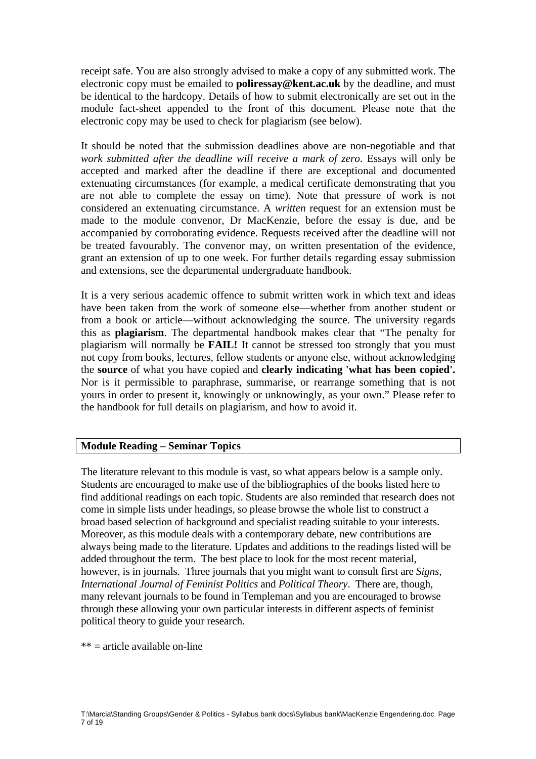receipt safe. You are also strongly advised to make a copy of any submitted work. The electronic copy must be emailed to **poliressay@kent.ac.uk** by the deadline, and must be identical to the hardcopy. Details of how to submit electronically are set out in the module fact-sheet appended to the front of this document. Please note that the electronic copy may be used to check for plagiarism (see below).

It should be noted that the submission deadlines above are non-negotiable and that *work submitted after the deadline will receive a mark of zero*. Essays will only be accepted and marked after the deadline if there are exceptional and documented extenuating circumstances (for example, a medical certificate demonstrating that you are not able to complete the essay on time). Note that pressure of work is not considered an extenuating circumstance. A *written* request for an extension must be made to the module convenor, Dr MacKenzie, before the essay is due, and be accompanied by corroborating evidence. Requests received after the deadline will not be treated favourably. The convenor may, on written presentation of the evidence, grant an extension of up to one week. For further details regarding essay submission and extensions, see the departmental undergraduate handbook.

It is a very serious academic offence to submit written work in which text and ideas have been taken from the work of someone else—whether from another student or from a book or article—without acknowledging the source. The university regards this as **plagiarism**. The departmental handbook makes clear that "The penalty for plagiarism will normally be **FAIL!** It cannot be stressed too strongly that you must not copy from books, lectures, fellow students or anyone else, without acknowledging the **source** of what you have copied and **clearly indicating 'what has been copied'.** Nor is it permissible to paraphrase, summarise, or rearrange something that is not yours in order to present it, knowingly or unknowingly, as your own." Please refer to the handbook for full details on plagiarism, and how to avoid it.

## Module Reading – Seminar Topics

The literature relevant to this module is vast, so what appears below is a sample only. Students are encouraged to make use of the bibliographies of the books listed here to find additional readings on each topic. Students are also reminded that research does not come in simple lists under headings, so please browse the whole list to construct a broad based selection of background and specialist reading suitable to your interests. Moreover, as this module deals with a contemporary debate, new contributions are always being made to the literature. Updates and additions to the readings listed will be added throughout the term. The best place to look for the most recent material, however, is in journals. Three journals that you might want to consult first are *Signs*, *International Journal of Feminist Politics* and *Political Theory*. There are, though, many relevant journals to be found in Templeman and you are encouraged to browse through these allowing your own particular interests in different aspects of feminist political theory to guide your research.

** = article available on-line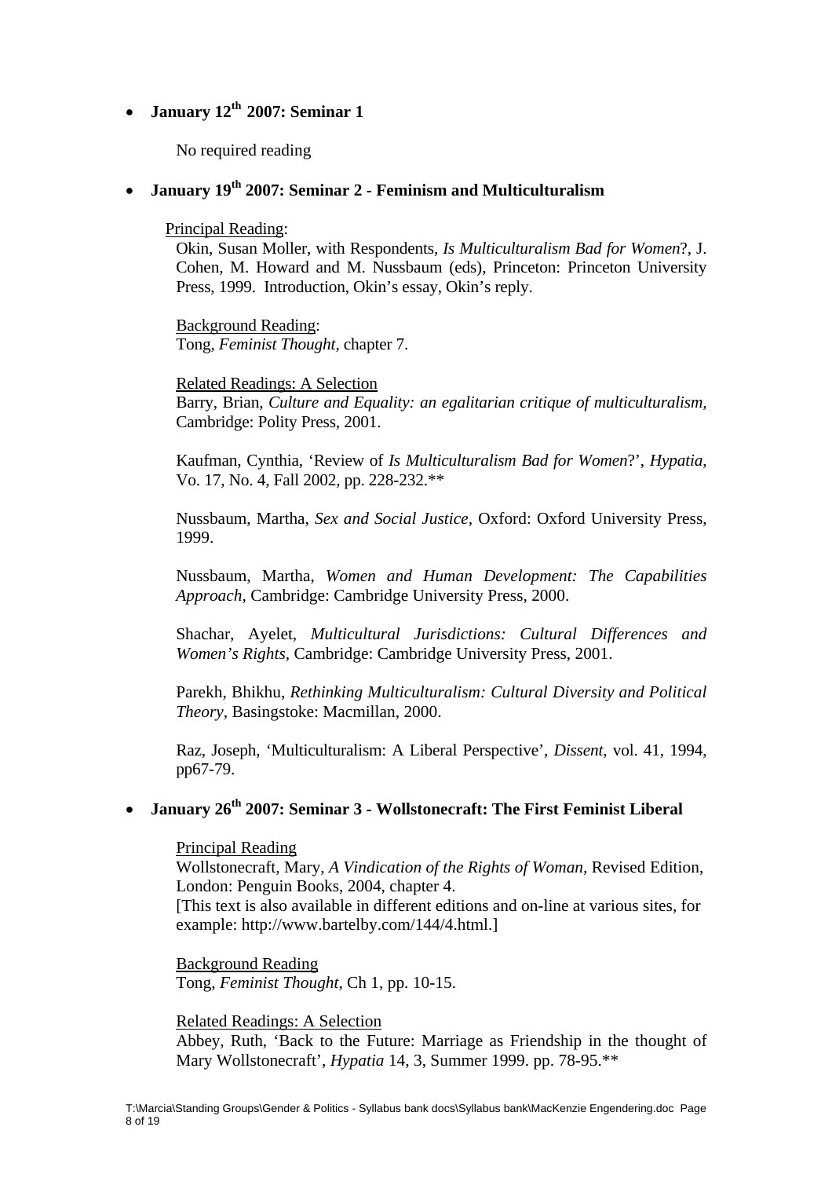- **January 12th 2007: Seminar 1**

  No required reading

- **January 19th 2007: Seminar 2 - Feminism and Multiculturalism**

  Principal Reading:

  Okin, Susan Moller, with Respondents, *Is Multiculturalism Bad for Women*?, J. Cohen, M. Howard and M. Nussbaum (eds), Princeton: Princeton University Press, 1999. Introduction, Okin's essay, Okin's reply.

  Background Reading:

  Tong, *Feminist Thought*, chapter 7.

  Related Readings: A Selection

  Barry, Brian, *Culture and Equality: an egalitarian critique of multiculturalism*, Cambridge: Polity Press, 2001.

  Kaufman, Cynthia, 'Review of *Is Multiculturalism Bad for Women*?', *Hypatia*, Vo. 17, No. 4, Fall 2002, pp. 228-232.**

  Nussbaum, Martha, *Sex and Social Justice*, Oxford: Oxford University Press, 1999.

  Nussbaum, Martha, *Women and Human Development: The Capabilities Approach*, Cambridge: Cambridge University Press, 2000.

  Shachar, Ayelet, *Multicultural Jurisdictions: Cultural Differences and Women's Rights*, Cambridge: Cambridge University Press, 2001.

  Parekh, Bhikhu, *Rethinking Multiculturalism: Cultural Diversity and Political Theory*, Basingstoke: Macmillan, 2000.

  Raz, Joseph, 'Multiculturalism: A Liberal Perspective', *Dissent*, vol. 41, 1994, pp67-79.

- **January 26th 2007: Seminar 3 - Wollstonecraft: The First Feminist Liberal**

  Principal Reading

  Wollstonecraft, Mary, *A Vindication of the Rights of Woman*, Revised Edition, London: Penguin Books, 2004, chapter 4.
  [This text is also available in different editions and on-line at various sites, for example: http://www.bartelby.com/144/4.html.]

  Background Reading

  Tong, *Feminist Thought*, Ch 1, pp. 10-15.

  Related Readings: A Selection

  Abbey, Ruth, 'Back to the Future: Marriage as Friendship in the thought of Mary Wollstonecraft', *Hypatia* 14, 3, Summer 1999. pp. 78-95.**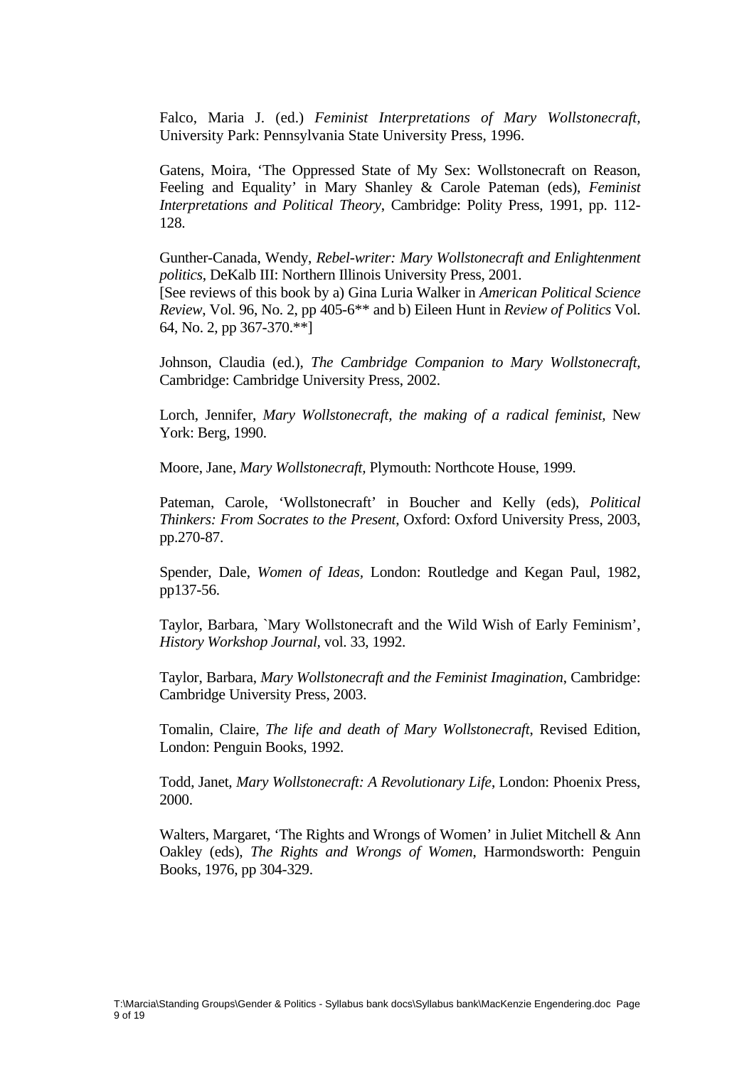Falco, Maria J. (ed.) *Feminist Interpretations of Mary Wollstonecraft,* University Park: Pennsylvania State University Press, 1996.

Gatens, Moira, 'The Oppressed State of My Sex: Wollstonecraft on Reason, Feeling and Equality' in Mary Shanley & Carole Pateman (eds), *Feminist Interpretations and Political Theory*, Cambridge: Polity Press, 1991, pp. 112-128.

Gunther-Canada, Wendy, *Rebel-writer: Mary Wollstonecraft and Enlightenment politics*, DeKalb Ill: Northern Illinois University Press, 2001.
[See reviews of this book by a) Gina Luria Walker in *American Political Science Review*, Vol. 96, No. 2, pp 405-6** and b) Eileen Hunt in *Review of Politics* Vol. 64, No. 2, pp 367-370.**]

Johnson, Claudia (ed.), *The Cambridge Companion to Mary Wollstonecraft*, Cambridge: Cambridge University Press, 2002.

Lorch, Jennifer, *Mary Wollstonecraft, the making of a radical feminist,* New York: Berg, 1990.

Moore, Jane, *Mary Wollstonecraft,* Plymouth: Northcote House, 1999.

Pateman, Carole, 'Wollstonecraft' in Boucher and Kelly (eds), *Political Thinkers: From Socrates to the Present*, Oxford: Oxford University Press, 2003, pp.270-87.

Spender, Dale, *Women of Ideas*, London: Routledge and Kegan Paul, 1982, pp137-56.

Taylor, Barbara, `Mary Wollstonecraft and the Wild Wish of Early Feminism', *History Workshop Journal*, vol. 33, 1992.

Taylor, Barbara, *Mary Wollstonecraft and the Feminist Imagination*, Cambridge: Cambridge University Press, 2003.

Tomalin, Claire, *The life and death of Mary Wollstonecraft*, Revised Edition, London: Penguin Books, 1992.

Todd, Janet, *Mary Wollstonecraft: A Revolutionary Life*, London: Phoenix Press, 2000.

Walters, Margaret, 'The Rights and Wrongs of Women' in Juliet Mitchell & Ann Oakley (eds), *The Rights and Wrongs of Women*, Harmondsworth: Penguin Books, 1976, pp 304-329.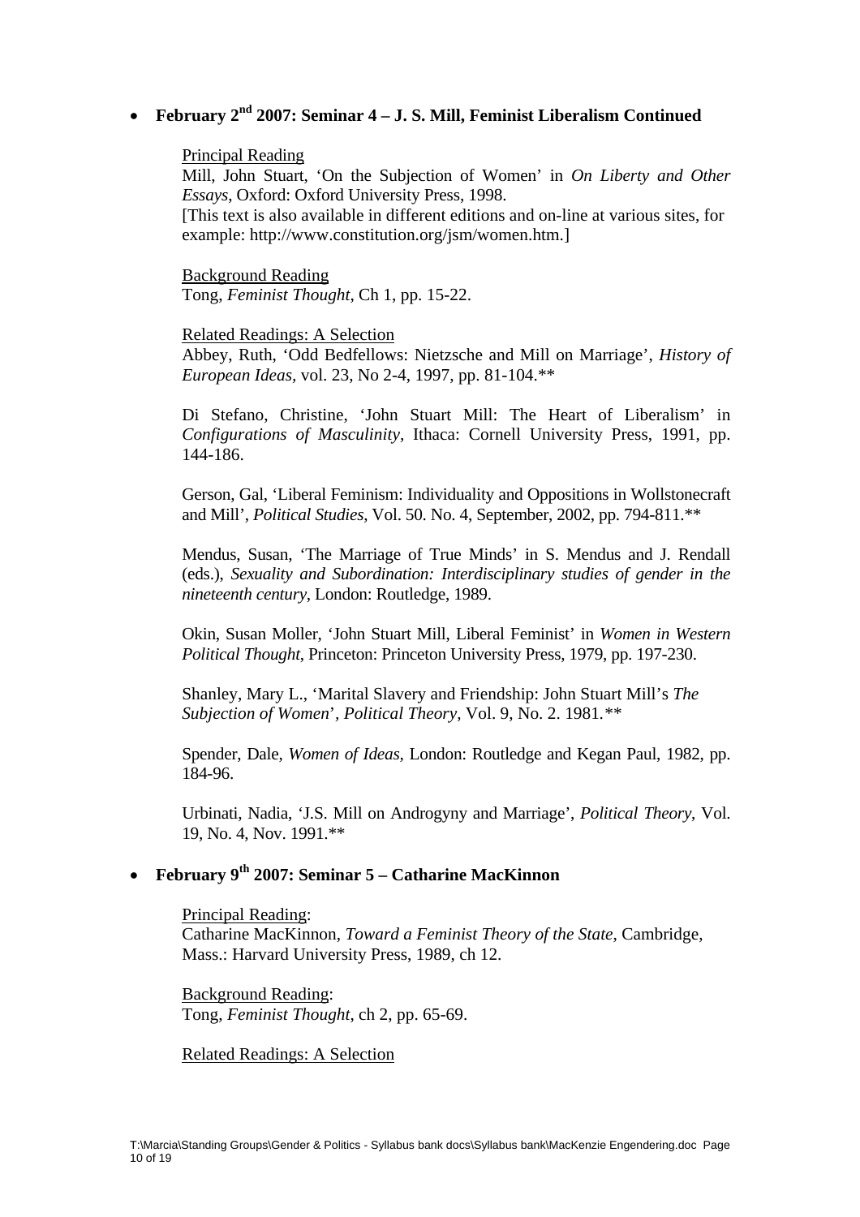- **February 2[nd] 2007: Seminar 4 – J. S. Mill, Feminist Liberalism Continued**

  Principal Reading

  Mill, John Stuart, 'On the Subjection of Women' in *On Liberty and Other Essays*, Oxford: Oxford University Press, 1998.
  [This text is also available in different editions and on-line at various sites, for example: http://www.constitution.org/jsm/women.htm.]

  Background Reading

  Tong, *Feminist Thought*, Ch 1, pp. 15-22.

  Related Readings: A Selection

  Abbey, Ruth, 'Odd Bedfellows: Nietzsche and Mill on Marriage', *History of European Ideas*, vol. 23, No 2-4, 1997, pp. 81-104.**

  Di Stefano, Christine, 'John Stuart Mill: The Heart of Liberalism' in *Configurations of Masculinity*, Ithaca: Cornell University Press, 1991, pp. 144-186.

  Gerson, Gal, 'Liberal Feminism: Individuality and Oppositions in Wollstonecraft and Mill', *Political Studies*, Vol. 50. No. 4, September, 2002, pp. 794-811.**

  Mendus, Susan, 'The Marriage of True Minds' in S. Mendus and J. Rendall (eds.), *Sexuality and Subordination: Interdisciplinary studies of gender in the nineteenth century*, London: Routledge, 1989.

  Okin, Susan Moller, 'John Stuart Mill, Liberal Feminist' in *Women in Western Political Thought*, Princeton: Princeton University Press, 1979, pp. 197-230.

  Shanley, Mary L., 'Marital Slavery and Friendship: John Stuart Mill's *The Subjection of Women*', *Political Theory,* Vol. 9, No. 2. 1981.**

  Spender, Dale, *Women of Ideas*, London: Routledge and Kegan Paul, 1982, pp. 184-96.

  Urbinati, Nadia, 'J.S. Mill on Androgyny and Marriage', *Political Theory*, Vol. 19, No. 4, Nov. 1991.**

- **February 9[th] 2007: Seminar 5 – Catharine MacKinnon**

  Principal Reading:

  Catharine MacKinnon, *Toward a Feminist Theory of the State*, Cambridge, Mass.: Harvard University Press, 1989, ch 12.

  Background Reading:

  Tong, *Feminist Thought*, ch 2, pp. 65-69.

  Related Readings: A Selection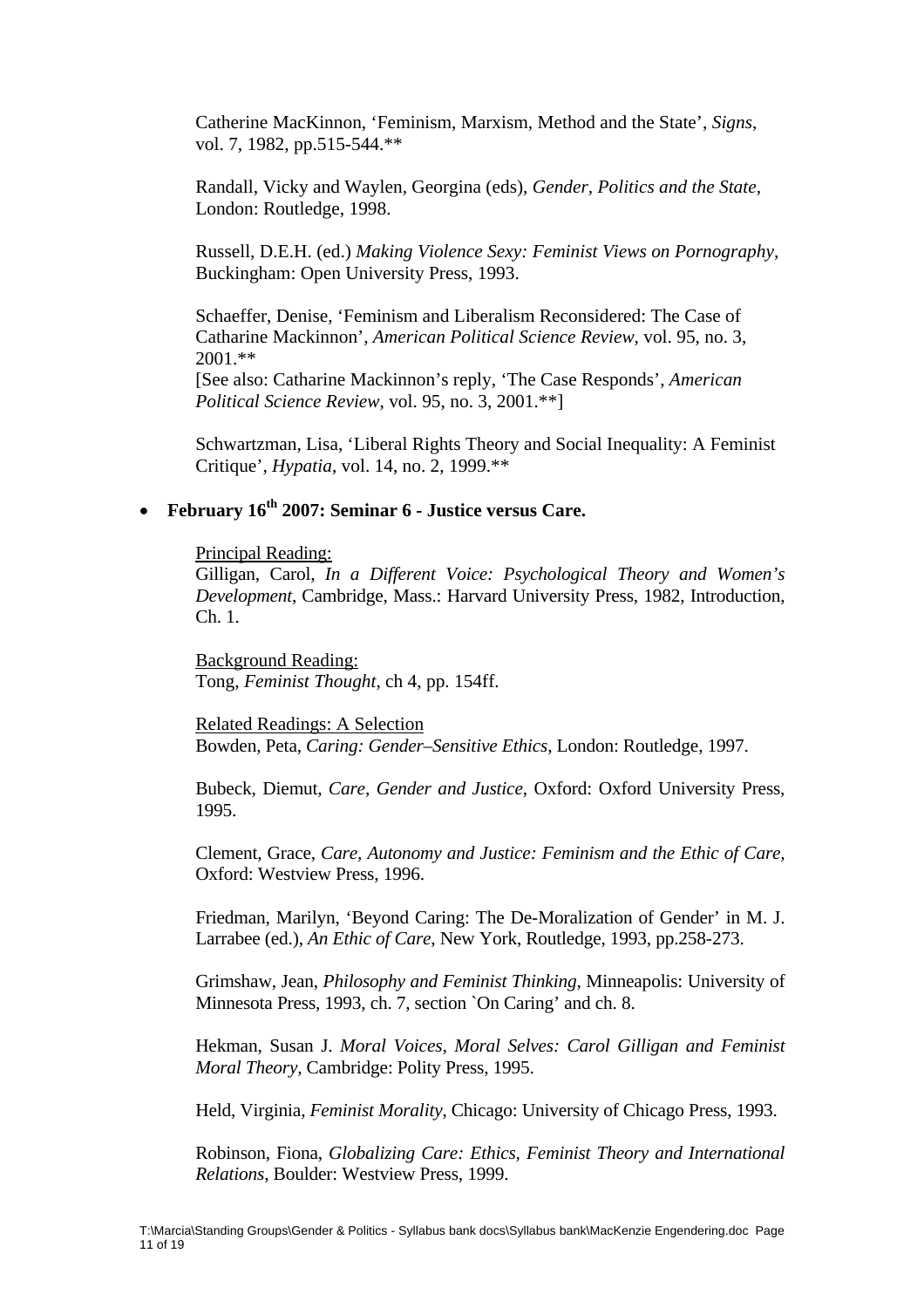Catherine MacKinnon, 'Feminism, Marxism, Method and the State', *Signs*, vol. 7, 1982, pp.515-544.**

Randall, Vicky and Waylen, Georgina (eds), *Gender, Politics and the State*, London: Routledge, 1998.

Russell, D.E.H. (ed.) *Making Violence Sexy: Feminist Views on Pornography*, Buckingham: Open University Press, 1993.

Schaeffer, Denise, 'Feminism and Liberalism Reconsidered: The Case of Catharine Mackinnon', *American Political Science Review*, vol. 95, no. 3, 2001.**
[See also: Catharine Mackinnon's reply, 'The Case Responds', *American Political Science Review*, vol. 95, no. 3, 2001.**]

Schwartzman, Lisa, 'Liberal Rights Theory and Social Inequality: A Feminist Critique', *Hypatia*, vol. 14, no. 2, 1999.**

- **February 16th 2007: Seminar 6 - Justice versus Care.**

Principal Reading:
Gilligan, Carol, *In a Different Voice: Psychological Theory and Women's Development*, Cambridge, Mass.: Harvard University Press, 1982, Introduction, Ch. 1.

Background Reading:
Tong, *Feminist Thought*, ch 4, pp. 154ff.

Related Readings: A Selection
Bowden, Peta, *Caring: Gender–Sensitive Ethics*, London: Routledge, 1997.

Bubeck, Diemut, *Care, Gender and Justice*, Oxford: Oxford University Press, 1995.

Clement, Grace, *Care, Autonomy and Justice: Feminism and the Ethic of Care*, Oxford: Westview Press, 1996.

Friedman, Marilyn, 'Beyond Caring: The De-Moralization of Gender' in M. J. Larrabee (ed.), *An Ethic of Care*, New York, Routledge, 1993, pp.258-273.

Grimshaw, Jean, *Philosophy and Feminist Thinking*, Minneapolis: University of Minnesota Press, 1993, ch. 7, section `On Caring' and ch. 8.

Hekman, Susan J. *Moral Voices, Moral Selves: Carol Gilligan and Feminist Moral Theory*, Cambridge: Polity Press, 1995.

Held, Virginia, *Feminist Morality*, Chicago: University of Chicago Press, 1993.

Robinson, Fiona, *Globalizing Care: Ethics, Feminist Theory and International Relations*, Boulder: Westview Press, 1999.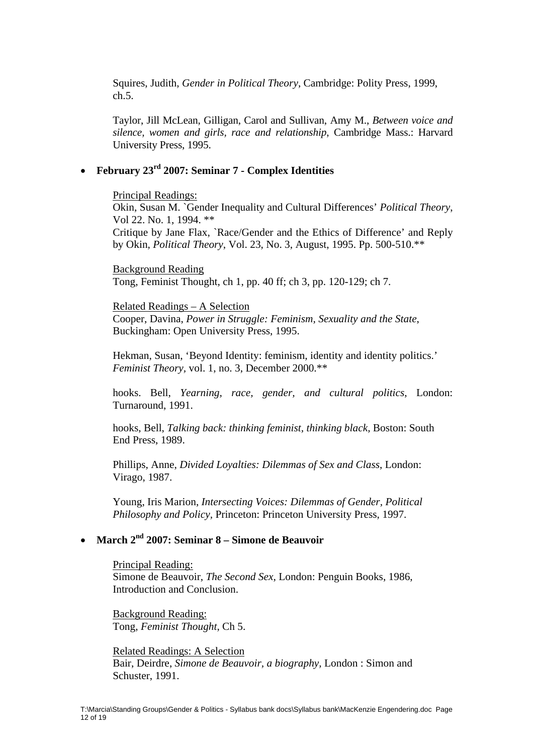Squires, Judith, *Gender in Political Theory*, Cambridge: Polity Press, 1999, ch.5.

Taylor, Jill McLean, Gilligan, Carol and Sullivan, Amy M., *Between voice and silence, women and girls, race and relationship*, Cambridge Mass.: Harvard University Press, 1995.

- **February 23rd 2007: Seminar 7 - Complex Identities**

  Principal Readings:
  Okin, Susan M. `Gender Inequality and Cultural Differences' *Political Theory*, Vol 22. No. 1, 1994. **
  Critique by Jane Flax, `Race/Gender and the Ethics of Difference' and Reply by Okin, *Political Theory*, Vol. 23, No. 3, August, 1995. Pp. 500-510.**

  Background Reading
  Tong, Feminist Thought, ch 1, pp. 40 ff; ch 3, pp. 120-129; ch 7.

  Related Readings – A Selection
  Cooper, Davina, *Power in Struggle: Feminism, Sexuality and the State*, Buckingham: Open University Press, 1995.

  Hekman, Susan, 'Beyond Identity: feminism, identity and identity politics.' *Feminist Theory*, vol. 1, no. 3, December 2000.**

  hooks. Bell, *Yearning, race, gender, and cultural politics*, London: Turnaround, 1991.

  hooks, Bell, *Talking back: thinking feminist, thinking black,* Boston: South End Press, 1989.

  Phillips, Anne, *Divided Loyalties: Dilemmas of Sex and Class*, London: Virago, 1987.

  Young, Iris Marion, *Intersecting Voices: Dilemmas of Gender, Political Philosophy and Policy,* Princeton: Princeton University Press, 1997.

- **March 2nd 2007: Seminar 8 – Simone de Beauvoir**

  Principal Reading:
  Simone de Beauvoir, *The Second Sex,* London: Penguin Books, 1986, Introduction and Conclusion.

  Background Reading:
  Tong, *Feminist Thought*, Ch 5.

  Related Readings: A Selection
  Bair, Deirdre, *Simone de Beauvoir, a biography,* London : Simon and Schuster, 1991.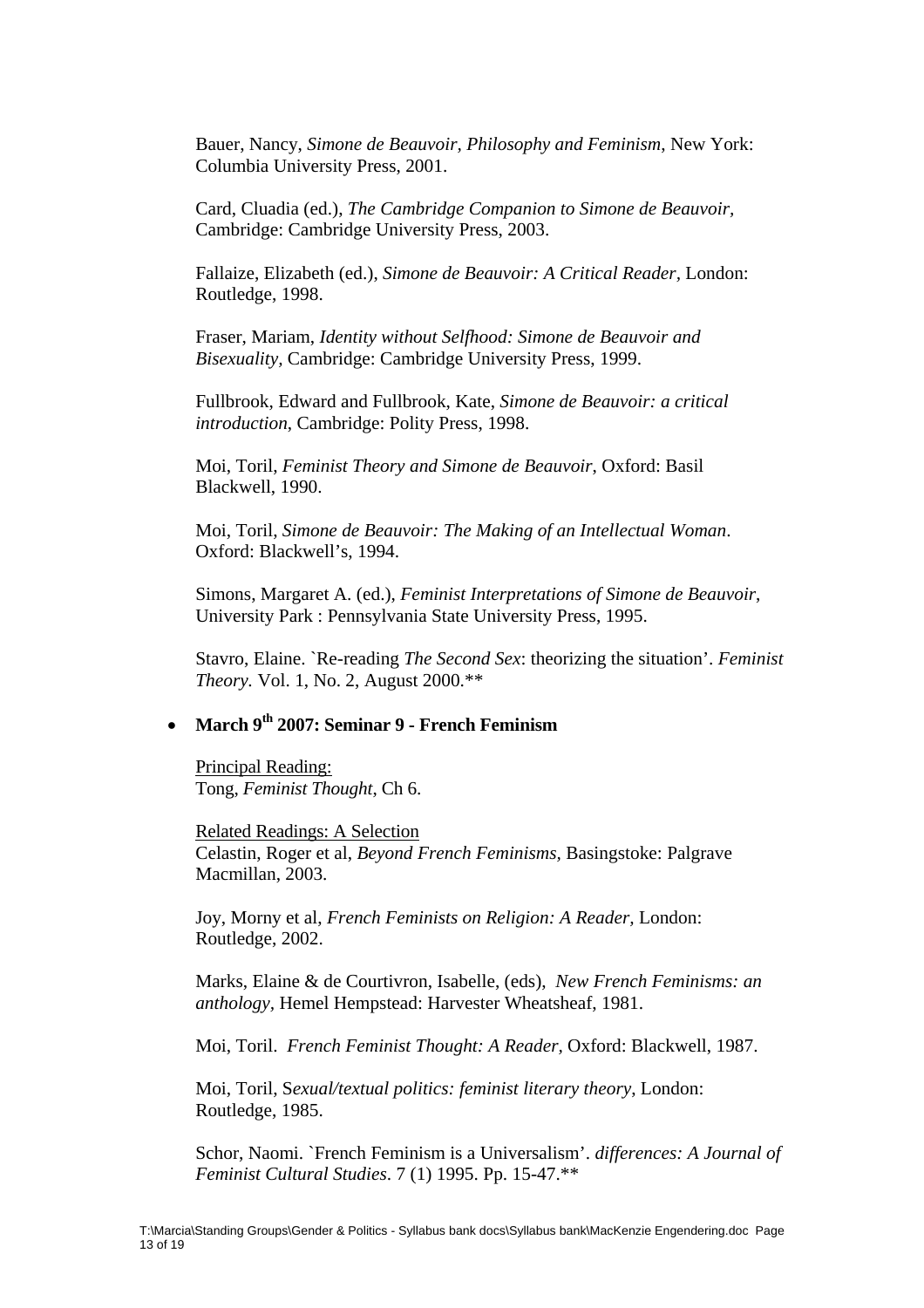Bauer, Nancy, *Simone de Beauvoir, Philosophy and Feminism*, New York: Columbia University Press, 2001.

Card, Cluadia (ed.), *The Cambridge Companion to Simone de Beauvoir*, Cambridge: Cambridge University Press, 2003.

Fallaize, Elizabeth (ed.), *Simone de Beauvoir: A Critical Reader*, London: Routledge, 1998.

Fraser, Mariam, *Identity without Selfhood: Simone de Beauvoir and Bisexuality*, Cambridge: Cambridge University Press, 1999.

Fullbrook, Edward and Fullbrook, Kate, *Simone de Beauvoir: a critical introduction*, Cambridge: Polity Press, 1998.

Moi, Toril, *Feminist Theory and Simone de Beauvoir*, Oxford: Basil Blackwell, 1990.

Moi, Toril, *Simone de Beauvoir: The Making of an Intellectual Woman*. Oxford: Blackwell's, 1994.

Simons, Margaret A. (ed.), *Feminist Interpretations of Simone de Beauvoir*, University Park : Pennsylvania State University Press, 1995.

Stavro, Elaine. `Re-reading *The Second Sex*: theorizing the situation'. *Feminist Theory.* Vol. 1, No. 2, August 2000.**

- **March 9th 2007: Seminar 9 - French Feminism**

  Principal Reading:
  Tong, *Feminist Thought*, Ch 6.

  Related Readings: A Selection
  Celastin, Roger et al, *Beyond French Feminisms*, Basingstoke: Palgrave Macmillan, 2003.

  Joy, Morny et al, *French Feminists on Religion: A Reader*, London: Routledge, 2002.

  Marks, Elaine & de Courtivron, Isabelle, (eds), *New French Feminisms: an anthology*, Hemel Hempstead: Harvester Wheatsheaf, 1981.

  Moi, Toril. *French Feminist Thought: A Reader*, Oxford: Blackwell, 1987.

  Moi, Toril, S*exual/textual politics: feminist literary theory*, London: Routledge, 1985.

  Schor, Naomi. `French Feminism is a Universalism'. *differences: A Journal of Feminist Cultural Studies*. 7 (1) 1995. Pp. 15-47.**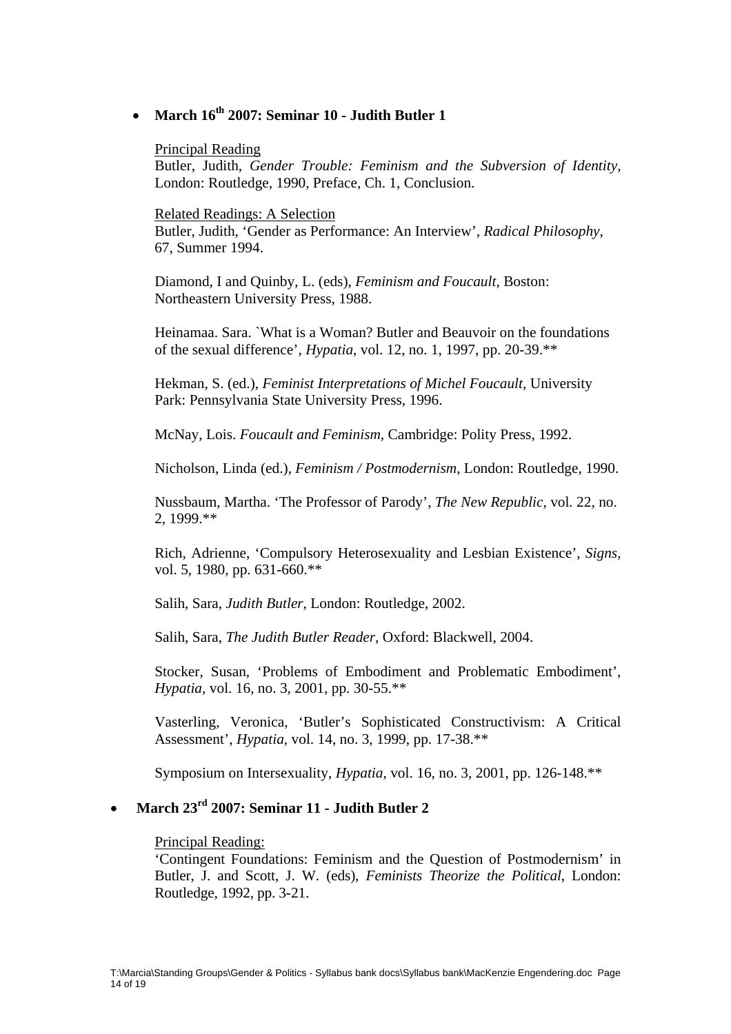- **March 16th 2007: Seminar 10 - Judith Butler 1**

  Principal Reading

  Butler, Judith, *Gender Trouble: Feminism and the Subversion of Identity*, London: Routledge, 1990, Preface, Ch. 1, Conclusion.

  Related Readings: A Selection

  Butler, Judith, 'Gender as Performance: An Interview', *Radical Philosophy*, 67, Summer 1994.

  Diamond, I and Quinby, L. (eds), *Feminism and Foucault*, Boston: Northeastern University Press, 1988.

  Heinamaa. Sara. `What is a Woman? Butler and Beauvoir on the foundations of the sexual difference', *Hypatia*, vol. 12, no. 1, 1997, pp. 20-39.**

  Hekman, S. (ed.), *Feminist Interpretations of Michel Foucault*, University Park: Pennsylvania State University Press, 1996.

  McNay, Lois. *Foucault and Feminism*, Cambridge: Polity Press, 1992.

  Nicholson, Linda (ed.), *Feminism / Postmodernism*, London: Routledge, 1990.

  Nussbaum, Martha. 'The Professor of Parody', *The New Republic*, vol. 22, no. 2, 1999.**

  Rich, Adrienne, 'Compulsory Heterosexuality and Lesbian Existence', *Signs*, vol. 5, 1980, pp. 631-660.**

  Salih, Sara, *Judith Butler*, London: Routledge, 2002.

  Salih, Sara, *The Judith Butler Reader*, Oxford: Blackwell, 2004.

  Stocker, Susan, 'Problems of Embodiment and Problematic Embodiment', *Hypatia*, vol. 16, no. 3, 2001, pp. 30-55.**

  Vasterling, Veronica, 'Butler's Sophisticated Constructivism: A Critical Assessment', *Hypatia*, vol. 14, no. 3, 1999, pp. 17-38.**

  Symposium on Intersexuality, *Hypatia*, vol. 16, no. 3, 2001, pp. 126-148.**

- **March 23rd 2007: Seminar 11 - Judith Butler 2**

  Principal Reading:

  'Contingent Foundations: Feminism and the Question of Postmodernism' in Butler, J. and Scott, J. W. (eds), *Feminists Theorize the Political*, London: Routledge, 1992, pp. 3-21.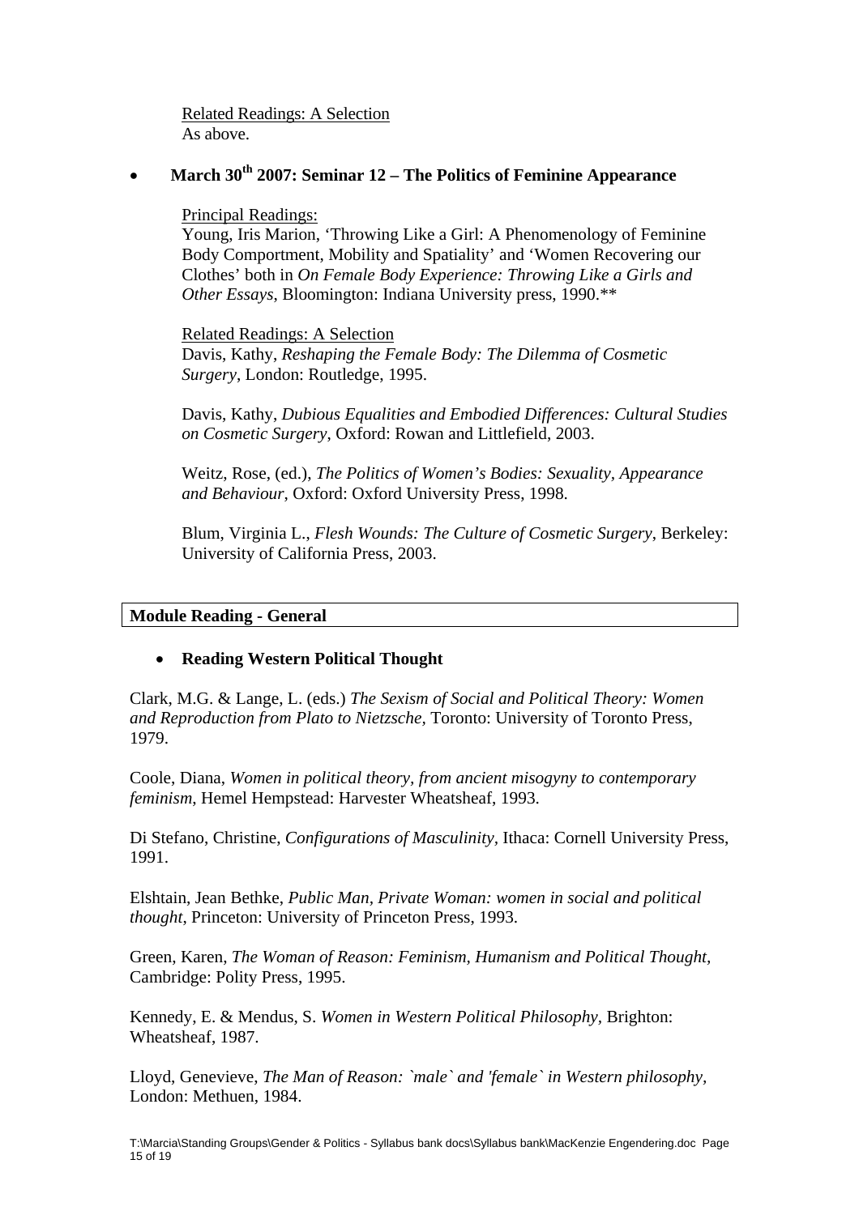<u>Related Readings: A Selection</u>
As above.

- **March 30th 2007: Seminar 12 – The Politics of Feminine Appearance**

<u>Principal Readings:</u>
Young, Iris Marion, 'Throwing Like a Girl: A Phenomenology of Feminine Body Comportment, Mobility and Spatiality' and 'Women Recovering our Clothes' both in *On Female Body Experience: Throwing Like a Girls and Other Essays*, Bloomington: Indiana University press, 1990.**

<u>Related Readings: A Selection</u>
Davis, Kathy, *Reshaping the Female Body: The Dilemma of Cosmetic Surgery*, London: Routledge, 1995.

Davis, Kathy, *Dubious Equalities and Embodied Differences: Cultural Studies on Cosmetic Surgery*, Oxford: Rowan and Littlefield, 2003.

Weitz, Rose, (ed.), *The Politics of Women's Bodies: Sexuality, Appearance and Behaviour*, Oxford: Oxford University Press, 1998.

Blum, Virginia L., *Flesh Wounds: The Culture of Cosmetic Surgery*, Berkeley: University of California Press, 2003.

## Module Reading - General

- **Reading Western Political Thought**

Clark, M.G. & Lange, L. (eds.) *The Sexism of Social and Political Theory: Women and Reproduction from Plato to Nietzsche*, Toronto: University of Toronto Press, 1979.

Coole, Diana, *Women in political theory, from ancient misogyny to contemporary feminism*, Hemel Hempstead: Harvester Wheatsheaf, 1993.

Di Stefano, Christine, *Configurations of Masculinity*, Ithaca: Cornell University Press, 1991.

Elshtain, Jean Bethke, *Public Man, Private Woman: women in social and political thought*, Princeton: University of Princeton Press, 1993.

Green, Karen, *The Woman of Reason: Feminism, Humanism and Political Thought*, Cambridge: Polity Press, 1995.

Kennedy, E. & Mendus, S. *Women in Western Political Philosophy*, Brighton: Wheatsheaf, 1987.

Lloyd, Genevieve, *The Man of Reason: `male` and 'female` in Western philosophy*, London: Methuen, 1984.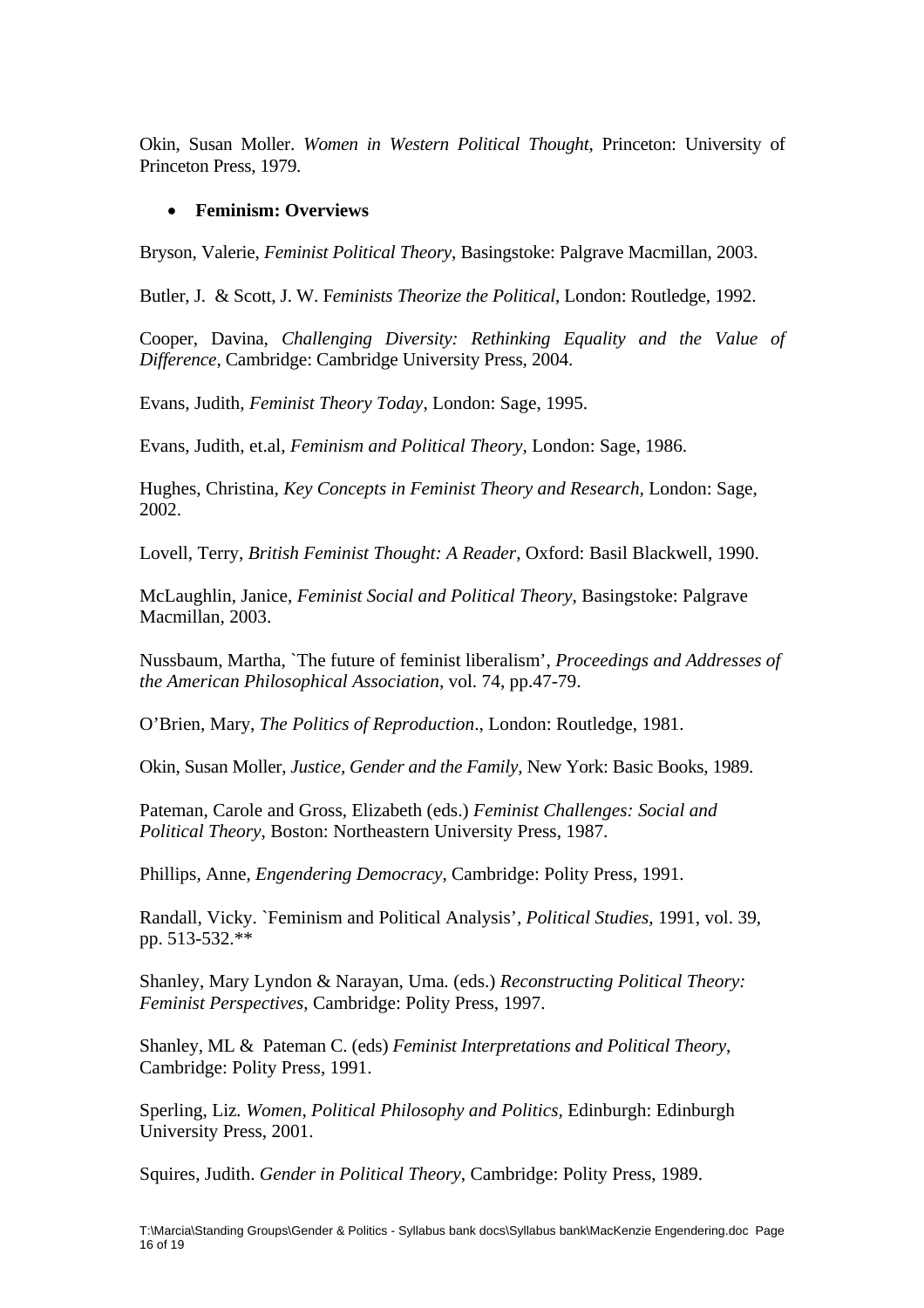Okin, Susan Moller. *Women in Western Political Thought*, Princeton: University of Princeton Press, 1979.

- **Feminism: Overviews**

Bryson, Valerie, *Feminist Political Theory*, Basingstoke: Palgrave Macmillan, 2003.

Butler, J. & Scott, J. W. F*eminists Theorize the Political*, London: Routledge, 1992.

Cooper, Davina, *Challenging Diversity: Rethinking Equality and the Value of Difference*, Cambridge: Cambridge University Press, 2004.

Evans, Judith, *Feminist Theory Today*, London: Sage, 1995.

Evans, Judith, et.al, *Feminism and Political Theory*, London: Sage, 1986.

Hughes, Christina, *Key Concepts in Feminist Theory and Research*, London: Sage, 2002.

Lovell, Terry, *British Feminist Thought: A Reader*, Oxford: Basil Blackwell, 1990.

McLaughlin, Janice, *Feminist Social and Political Theory*, Basingstoke: Palgrave Macmillan, 2003.

Nussbaum, Martha, `The future of feminist liberalism', *Proceedings and Addresses of the American Philosophical Association*, vol. 74, pp.47-79.

O'Brien, Mary, *The Politics of Reproduction*., London: Routledge, 1981.

Okin, Susan Moller, *Justice, Gender and the Family*, New York: Basic Books, 1989.

Pateman, Carole and Gross, Elizabeth (eds.) *Feminist Challenges: Social and Political Theory*, Boston: Northeastern University Press, 1987.

Phillips, Anne, *Engendering Democracy*, Cambridge: Polity Press, 1991.

Randall, Vicky. `Feminism and Political Analysis', *Political Studies*, 1991, vol. 39, pp. 513-532.**

Shanley, Mary Lyndon & Narayan, Uma. (eds.) *Reconstructing Political Theory: Feminist Perspectives*, Cambridge: Polity Press, 1997.

Shanley, ML & Pateman C. (eds) *Feminist Interpretations and Political Theory*, Cambridge: Polity Press, 1991.

Sperling, Liz. *Women, Political Philosophy and Politics*, Edinburgh: Edinburgh University Press, 2001.

Squires, Judith. *Gender in Political Theory*, Cambridge: Polity Press, 1989.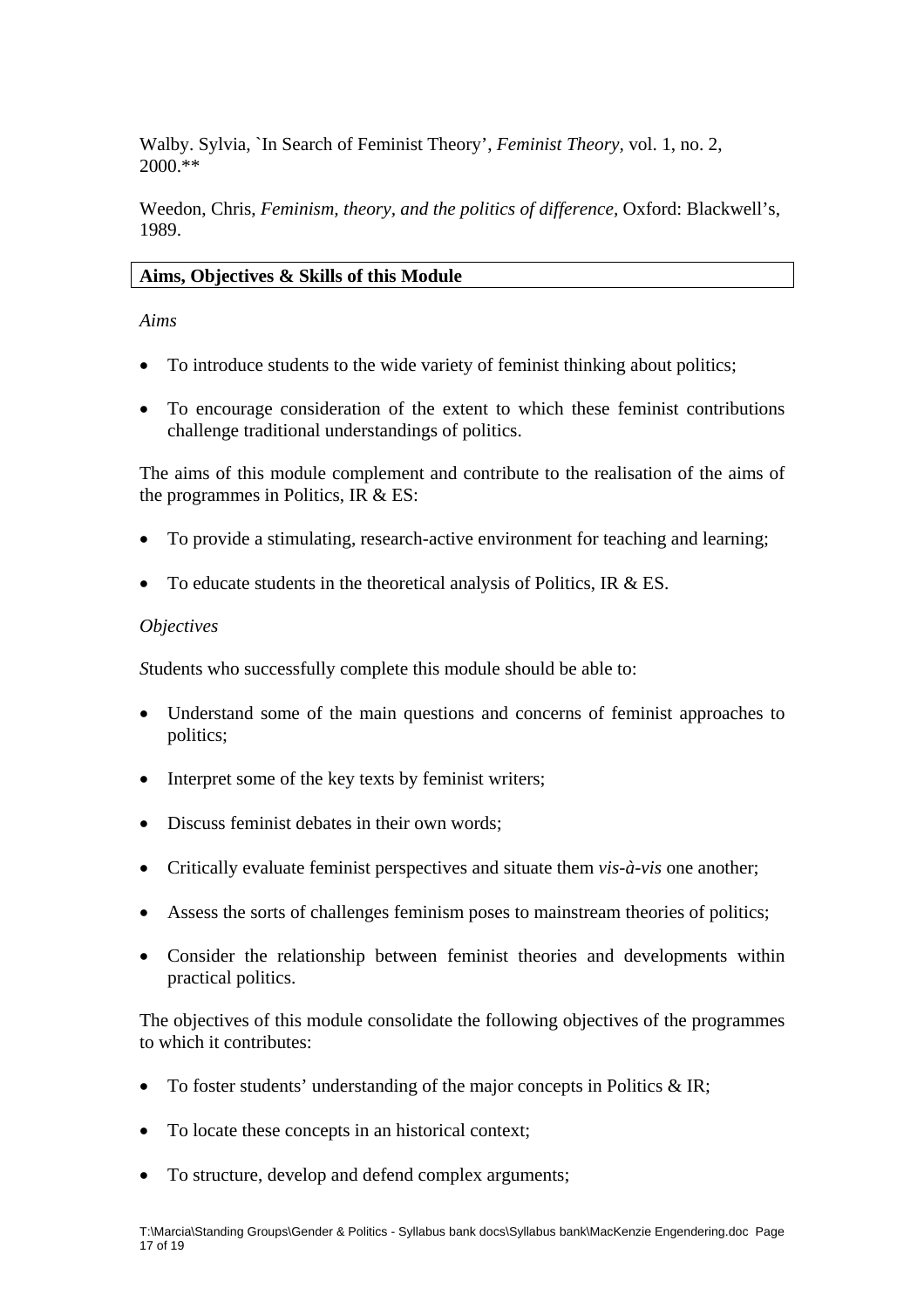Walby. Sylvia, `In Search of Feminist Theory', *Feminist Theory*, vol. 1, no. 2, 2000.**

Weedon, Chris, *Feminism, theory, and the politics of difference,* Oxford: Blackwell's, 1989.

## Aims, Objectives & Skills of this Module

*Aims*

- To introduce students to the wide variety of feminist thinking about politics;
- To encourage consideration of the extent to which these feminist contributions challenge traditional understandings of politics.

The aims of this module complement and contribute to the realisation of the aims of the programmes in Politics, IR & ES:

- To provide a stimulating, research-active environment for teaching and learning;
- To educate students in the theoretical analysis of Politics, IR & ES.

*Objectives*

*S*tudents who successfully complete this module should be able to:

- Understand some of the main questions and concerns of feminist approaches to politics;
- Interpret some of the key texts by feminist writers;
- Discuss feminist debates in their own words;
- Critically evaluate feminist perspectives and situate them *vis-à-vis* one another;
- Assess the sorts of challenges feminism poses to mainstream theories of politics;
- Consider the relationship between feminist theories and developments within practical politics.

The objectives of this module consolidate the following objectives of the programmes to which it contributes:

- To foster students' understanding of the major concepts in Politics & IR;
- To locate these concepts in an historical context;
- To structure, develop and defend complex arguments;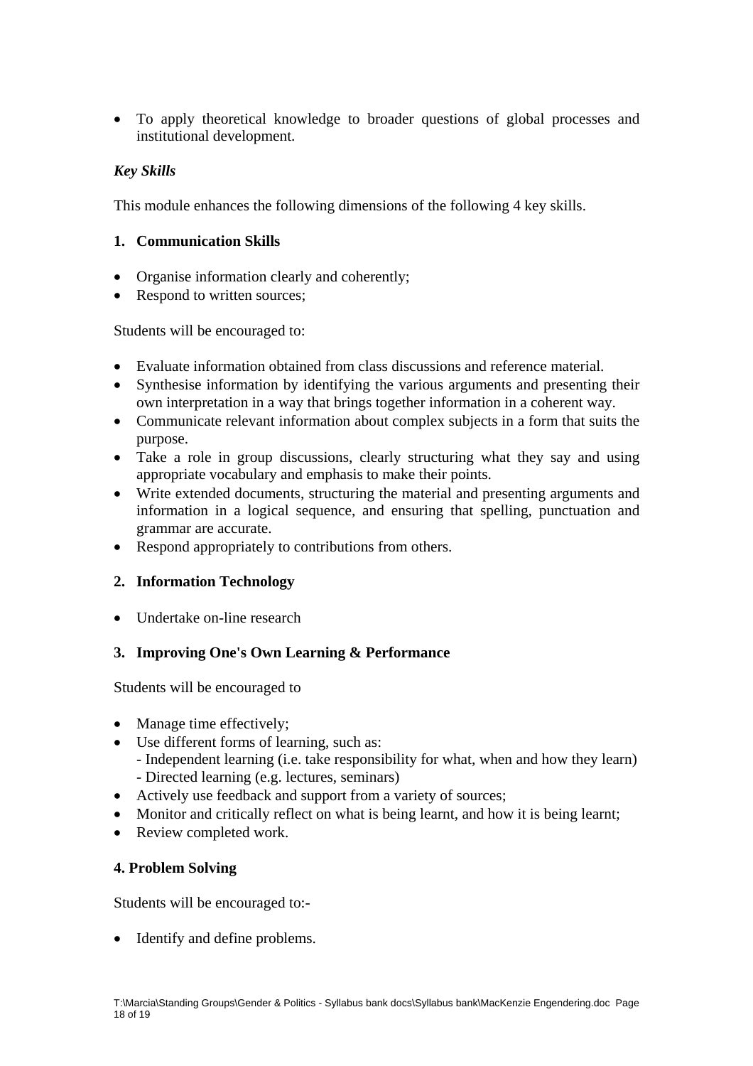- To apply theoretical knowledge to broader questions of global processes and institutional development.

***Key Skills***

This module enhances the following dimensions of the following 4 key skills.

**1. Communication Skills**

- Organise information clearly and coherently;
- Respond to written sources;

Students will be encouraged to:

- Evaluate information obtained from class discussions and reference material.
- Synthesise information by identifying the various arguments and presenting their own interpretation in a way that brings together information in a coherent way.
- Communicate relevant information about complex subjects in a form that suits the purpose.
- Take a role in group discussions, clearly structuring what they say and using appropriate vocabulary and emphasis to make their points.
- Write extended documents, structuring the material and presenting arguments and information in a logical sequence, and ensuring that spelling, punctuation and grammar are accurate.
- Respond appropriately to contributions from others.

**2. Information Technology**

- Undertake on-line research

**3. Improving One's Own Learning & Performance**

Students will be encouraged to

- Manage time effectively;
- Use different forms of learning, such as:
  - Independent learning (i.e. take responsibility for what, when and how they learn)
  - Directed learning (e.g. lectures, seminars)
- Actively use feedback and support from a variety of sources;
- Monitor and critically reflect on what is being learnt, and how it is being learnt;
- Review completed work.

**4. Problem Solving**

Students will be encouraged to:-

- Identify and define problems.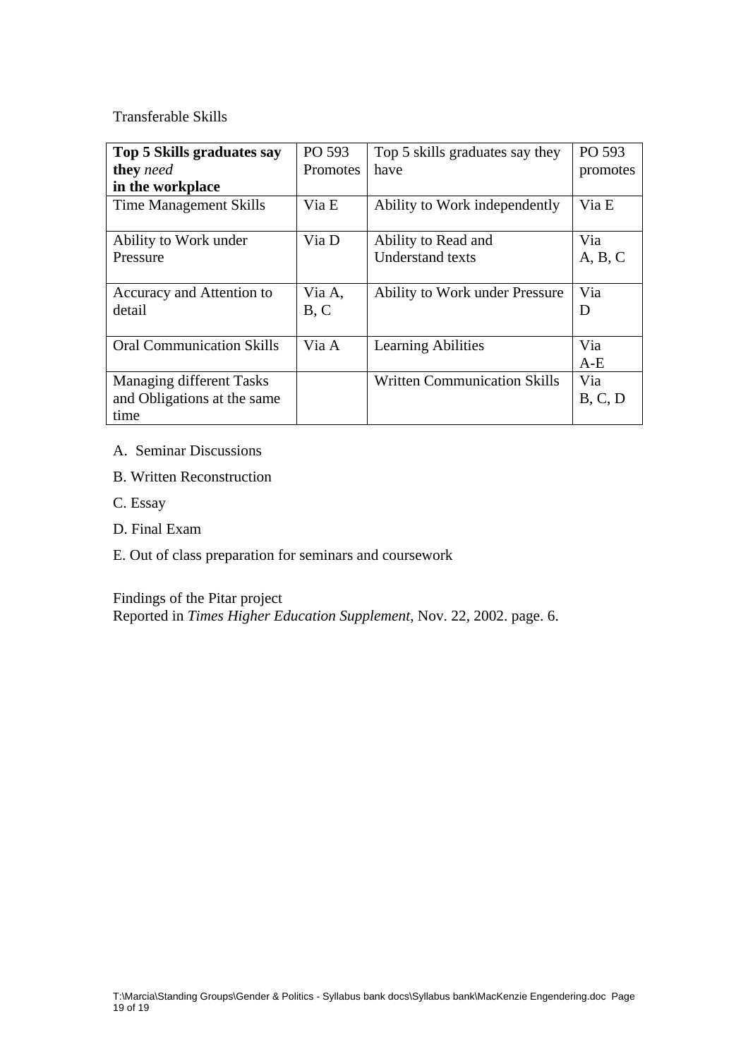Transferable Skills

| **Top 5 Skills graduates say they** *need* **in the workplace** | PO 593 Promotes | Top 5 skills graduates say they have | PO 593 promotes |
|---|---|---|---|
| Time Management Skills | Via E | Ability to Work independently | Via E |
| Ability to Work under Pressure | Via D | Ability to Read and Understand texts | Via A, B, C |
| Accuracy and Attention to detail | Via A, B, C | Ability to Work under Pressure | Via D |
| Oral Communication Skills | Via A | Learning Abilities | Via A-E |
| Managing different Tasks and Obligations at the same time | | Written Communication Skills | Via B, C, D |

A. Seminar Discussions

B. Written Reconstruction

C. Essay

D. Final Exam

E. Out of class preparation for seminars and coursework

Findings of the Pitar project
Reported in *Times Higher Education Supplement*, Nov. 22, 2002. page. 6.